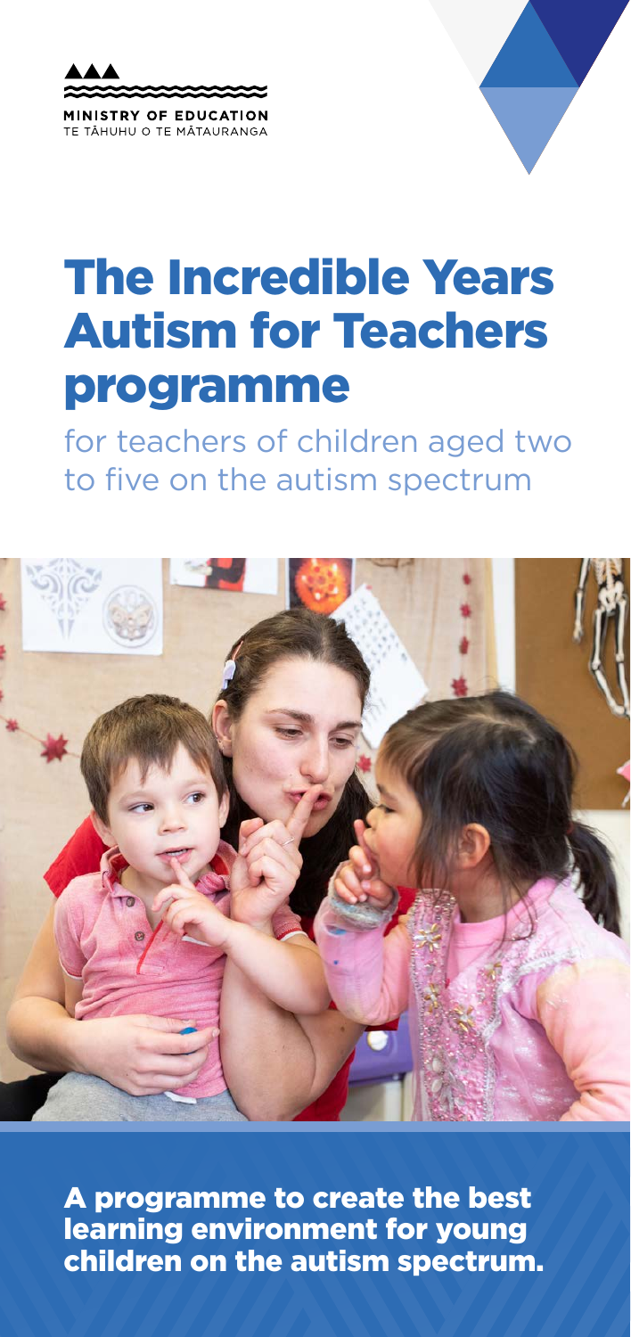MINISTRY OF EDUCATION
TE TĀHUHU O TE MĀTAURANGA

# The Incredible Years Autism for Teachers programme

for teachers of children aged two to five on the autism spectrum

**A programme to create the best learning environment for young children on the autism spectrum.**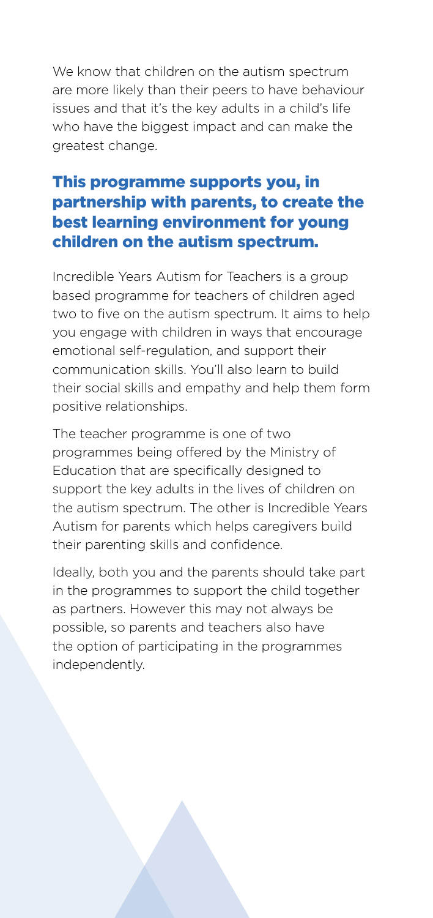We know that children on the autism spectrum are more likely than their peers to have behaviour issues and that it's the key adults in a child's life who have the biggest impact and can make the greatest change.

## This programme supports you, in partnership with parents, to create the best learning environment for young children on the autism spectrum.

Incredible Years Autism for Teachers is a group based programme for teachers of children aged two to five on the autism spectrum. It aims to help you engage with children in ways that encourage emotional self-regulation, and support their communication skills. You'll also learn to build their social skills and empathy and help them form positive relationships.

The teacher programme is one of two programmes being offered by the Ministry of Education that are specifically designed to support the key adults in the lives of children on the autism spectrum. The other is Incredible Years Autism for parents which helps caregivers build their parenting skills and confidence.

Ideally, both you and the parents should take part in the programmes to support the child together as partners. However this may not always be possible, so parents and teachers also have the option of participating in the programmes independently.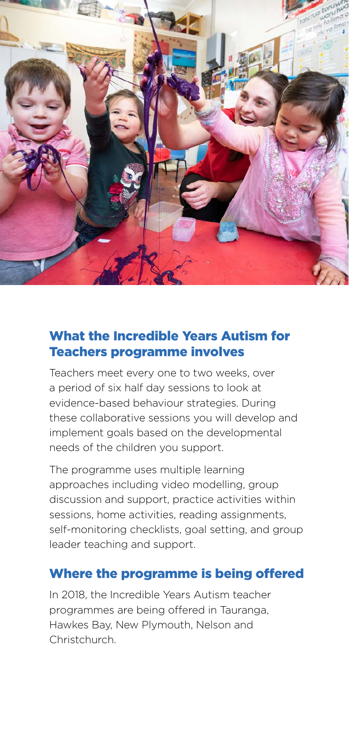## What the Incredible Years Autism for Teachers programme involves

Teachers meet every one to two weeks, over a period of six half day sessions to look at evidence-based behaviour strategies. During these collaborative sessions you will develop and implement goals based on the developmental needs of the children you support.

The programme uses multiple learning approaches including video modelling, group discussion and support, practice activities within sessions, home activities, reading assignments, self-monitoring checklists, goal setting, and group leader teaching and support.

## Where the programme is being offered

In 2018, the Incredible Years Autism teacher programmes are being offered in Tauranga, Hawkes Bay, New Plymouth, Nelson and Christchurch.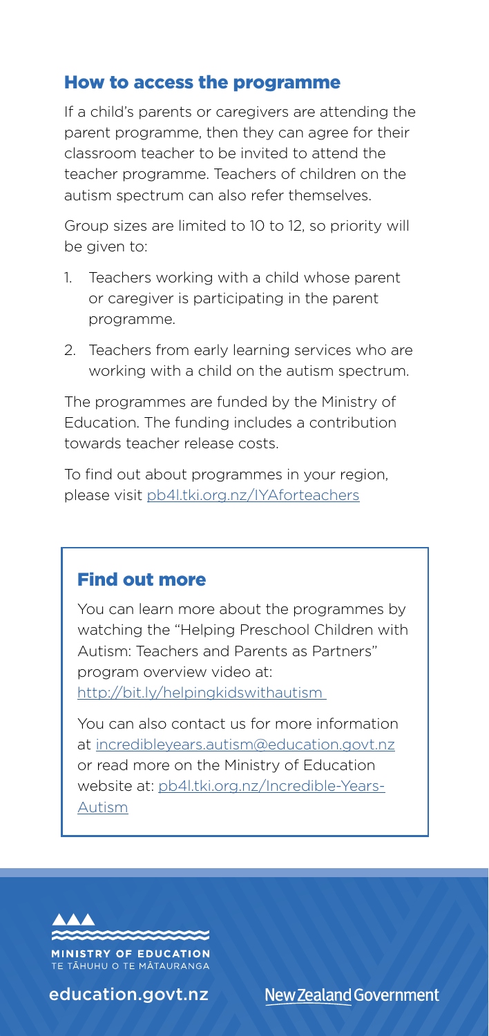## How to access the programme

If a child's parents or caregivers are attending the parent programme, then they can agree for their classroom teacher to be invited to attend the teacher programme. Teachers of children on the autism spectrum can also refer themselves.

Group sizes are limited to 10 to 12, so priority will be given to:

1. Teachers working with a child whose parent or caregiver is participating in the parent programme.
2. Teachers from early learning services who are working with a child on the autism spectrum.

The programmes are funded by the Ministry of Education. The funding includes a contribution towards teacher release costs.

To find out about programmes in your region, please visit pb4l.tki.org.nz/IYAforteachers

## Find out more

You can learn more about the programmes by watching the "Helping Preschool Children with Autism: Teachers and Parents as Partners" program overview video at: http://bit.ly/helpingkidswithautism

You can also contact us for more information at incredibleyears.autism@education.govt.nz or read more on the Ministry of Education website at: pb4l.tki.org.nz/Incredible-Years-Autism

MINISTRY OF EDUCATION
TE TĀHUHU O TE MĀTAURANGA

education.govt.nz

New Zealand Government